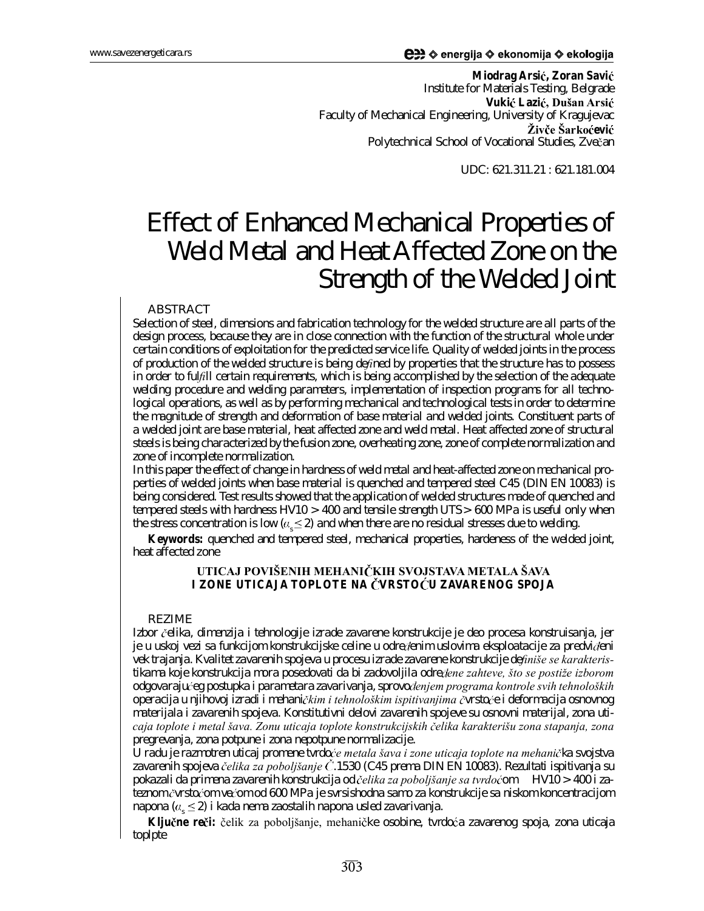Miodrag Arsić, Zoran Savić
Institute for Materials Testing, Belgrade
Vukić Lazić, Dušan Arsić
Faculty of Mechanical Engineering, University of Kragujevac
Živče Šarkoćević
Polytechnical School of Vocational Studies, Zvečan

UDC: 621.311.21 : 621.181.004

# Effect of Enhanced Mechanical Properties of Weld Metal and Heat Affected Zone on the Strength of the Welded Joint

## ABSTRACT

Selection of steel, dimensions and fabrication technology for the welded structure are all parts of the design process, because they are in close connection with the function of the structural whole under certain conditions of exploitation for the predicted service life. Quality of welded joints in the process of production of the welded structure is being defined by properties that the structure has to possess in order to fulfill certain requirements, which is being accomplished by the selection of the adequate welding procedure and welding parameters, implementation of inspection programs for all technological operations, as well as by performing mechanical and technological tests in order to determine the magnitude of strength and deformation of base material and welded joints. Constituent parts of a welded joint are base material, heat affected zone and weld metal. Heat affected zone of structural steels is being characterized by the fusion zone, overheating zone, zone of complete normalization and zone of incomplete normalization.

In this paper the effect of change in hardness of weld metal and heat-affected zone on mechanical properties of welded joints when base material is quenched and tempered steel C45 (DIN EN 10083) is being considered. Test results showed that the application of welded structures made of quenched and tempered steels with hardness HV10 > 400 and tensile strength UTS > 600 MPa is useful only when the stress concentration is low ($\alpha_s \leq 2$) and when there are no residual stresses due to welding.

**Keywords:** quenched and tempered steel, mechanical properties, hardeness of the welded joint, heat affected zone

### UTICAJ POVIŠENIH MEHANIČKIH SVOJSTAVA METALA ŠAVA I ZONE UTICAJA TOPLOTE NA ČVRSTOĆU ZAVARENOG SPOJA

## REZIME

Izbor čelika, dimenzija i tehnologije izrade zavarene konstrukcije je deo procesa konstruisanja, jer je u uskoj vezi sa funkcijom konstrukcijske celine u određenim uslovima eksploatacije za predviđeni vek trajanja. Kvalitet zavarenih spojeva u procesu izrade zavarene konstrukcije definiše se karakteristikama koje konstrukcija mora posedovati da bi zadovoljila određene zahteve, što se postiže izborom odgovarajućeg postupka i parametara zavarivanja, sprovođenjem programa kontrole svih tehnoloških operacija u njihovoj izradi i mehaničkim i tehnološkim ispitivanjima čvrstoće i deformacija osnovnog materijala i zavarenih spojeva. Konstitutivni delovi zavarenih spojeve su osnovni materijal, zona uticaja toplote i metal šava. Zonu uticaja toplote konstrukcijskih čelika karakterišu zona stapanja, zona pregrevanja, zona potpune i zona nepotpune normalizacije.

U radu je razmotren uticaj promene tvrdoće metala šava i zone uticaja toplote na mehanička svojstva zavarenih spojeva čelika za poboljšanje Č.1530 (C45 prema DIN EN 10083). Rezultati ispitivanja su pokazali da primena zavarenih konstrukcija od čelika za poboljšanje sa tvrdoćom HV10 > 400 i zateznom čvrstoćom većom od 600 MPa je svrsishodna samo za konstrukcije sa niskom koncentracijom napona ($\alpha_s \leq 2$) i kada nema zaostalih napona usled zavarivanja.

**Ključne reči:** čelik za poboljšanje, mehaničke osobine, tvrdoća zavarenog spoja, zona uticaja toplpte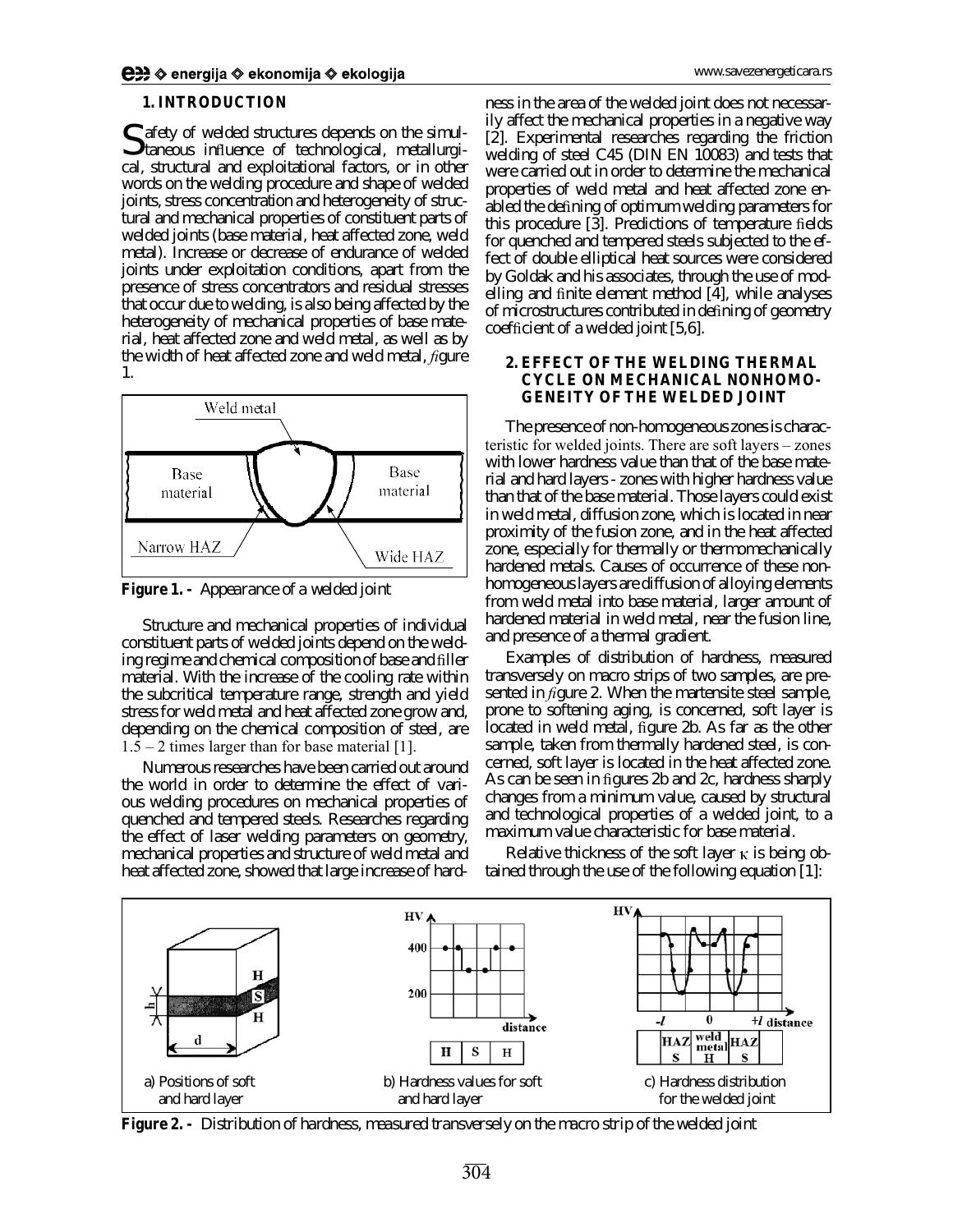## 1. INTRODUCTION

Safety of welded structures depends on the simultaneous influence of technological, metallurgical, structural and exploitational factors, or in other words on the welding procedure and shape of welded joints, stress concentration and heterogeneity of structural and mechanical properties of constituent parts of welded joints (base material, heat affected zone, weld metal). Increase or decrease of endurance of welded joints under exploitation conditions, apart from the presence of stress concentrators and residual stresses that occur due to welding, is also being affected by the heterogeneity of mechanical properties of base material, heat affected zone and weld metal, as well as by the width of heat affected zone and weld metal, *f*igure 1.

**Figure 1. -** Appearance of a welded joint

Structure and mechanical properties of individual constituent parts of welded joints depend on the welding regime and chemical composition of base and filler material. With the increase of the cooling rate within the subcritical temperature range, strength and yield stress for weld metal and heat affected zone grow and, depending on the chemical composition of steel, are 1.5 – 2 times larger than for base material [1].

Numerous researches have been carried out around the world in order to determine the effect of various welding procedures on mechanical properties of quenched and tempered steels. Researches regarding the effect of laser welding parameters on geometry, mechanical properties and structure of weld metal and heat affected zone, showed that large increase of hardness in the area of the welded joint does not necessarily affect the mechanical properties in a negative way [2]. Experimental researches regarding the friction welding of steel C45 (DIN EN 10083) and tests that were carried out in order to determine the mechanical properties of weld metal and heat affected zone enabled the defining of optimum welding parameters for this procedure [3]. Predictions of temperature fields for quenched and tempered steels subjected to the effect of double elliptical heat sources were considered by Goldak and his associates, through the use of modelling and finite element method [4], while analyses of microstructures contributed in defining of geometry coefficient of a welded joint [5,6].

## 2. EFFECT OF THE WELDING THERMAL CYCLE ON MECHANICAL NONHOMOGENEITY OF THE WELDED JOINT

The presence of non-homogeneous zones is characteristic for welded joints. There are soft layers – zones with lower hardness value than that of the base material and hard layers - zones with higher hardness value than that of the base material. Those layers could exist in weld metal, diffusion zone, which is located in near proximity of the fusion zone, and in the heat affected zone, especially for thermally or thermomechanically hardened metals. Causes of occurrence of these nonhomogeneous layers are diffusion of alloying elements from weld metal into base material, larger amount of hardened material in weld metal, near the fusion line, and presence of a thermal gradient.

Examples of distribution of hardness, measured transversely on macro strips of two samples, are presented in *f*igure 2. When the martensite steel sample, prone to softening aging, is concerned, soft layer is located in weld metal, figure 2b. As far as the other sample, taken from thermally hardened steel, is concerned, soft layer is located in the heat affected zone. As can be seen in figures 2b and 2c, hardness sharply changes from a minimum value, caused by structural and technological properties of a welded joint, to a maximum value characteristic for base material.

Relative thickness of the soft layer $\kappa$ is being obtained through the use of the following equation [1]:

a) Positions of soft and hard layer

b) Hardness values for soft and hard layer

c) Hardness distribution for the welded joint

**Figure 2. -** Distribution of hardness, measured transversely on the macro strip of the welded joint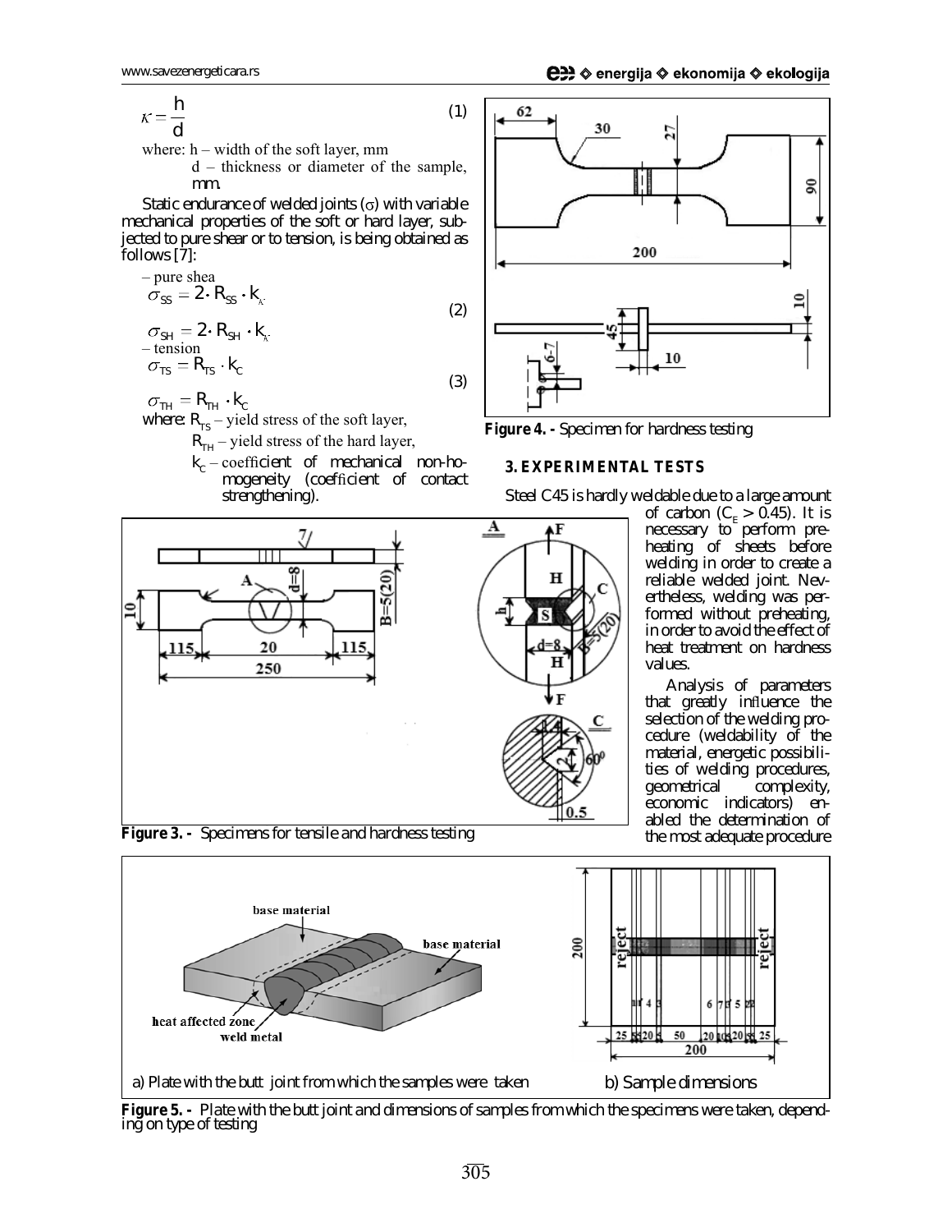$$\kappa = \frac{h}{d} \tag{1}$$

where: h – width of the soft layer, mm

d – thickness or diameter of the sample, mm.

Static endurance of welded joints ($\sigma$) with variable mechanical properties of the soft or hard layer, subjected to pure shear or to tension, is being obtained as follows [7]:

– pure shea

$$\sigma_{SS} = 2 \cdot R_{SS} \cdot k_{\kappa}$$
$$\sigma_{SH} = 2 \cdot R_{SH} \cdot k_{\kappa} \tag{2}$$

– tension

$$\sigma_{TS} = R_{TS} \cdot k_C$$
$$\sigma_{TH} = R_{TH} \cdot k_C \tag{3}$$

where: $R_{TS}$ – yield stress of the soft layer,

$R_{TH}$ – yield stress of the hard layer,

$k_C$ – coefficient of mechanical non-homogeneity (coefficient of contact strengthening).

**Figure 3. -** Specimens for tensile and hardness testing

**Figure 4. -** Specimen for hardness testing

## 3. EXPERIMENTAL TESTS

Steel C45 is hardly weldable due to a large amount of carbon ($C_E > 0.45$). It is necessary to perform preheating of sheets before welding in order to create a reliable welded joint. Nevertheless, welding was performed without preheating, in order to avoid the effect of heat treatment on hardness values.

Analysis of parameters that greatly influence the selection of the welding procedure (weldability of the material, energetic possibilities of welding procedures, geometrical complexity, economic indicators) enabled the determination of the most adequate procedure

a) Plate with the butt joint from which the samples were taken

b) Sample dimensions

**Figure 5. -** Plate with the butt joint and dimensions of samples from which the specimens were taken, depending on type of testing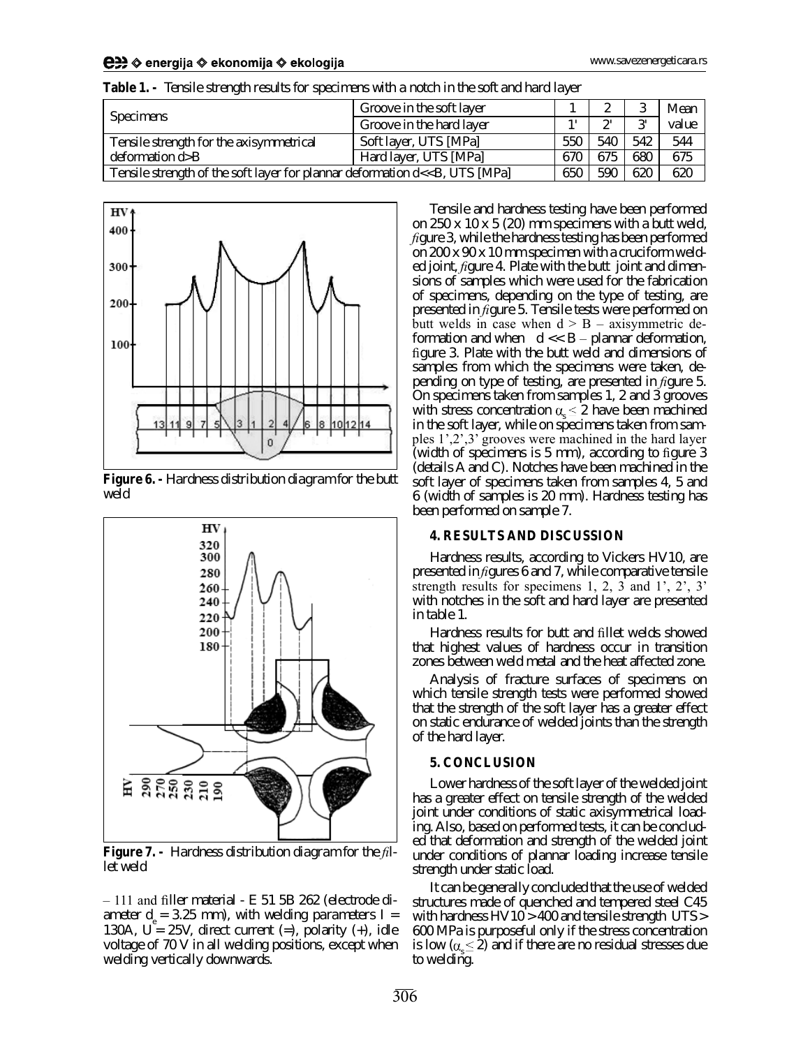**Table 1. -** Tensile strength results for specimens with a notch in the soft and hard layer

| Specimens | Groove in the soft layer | 1 | 2 | 3 | Mean value |
|---|---|---|---|---|---|
| | Groove in the hard layer | 1' | 2' | 3' | |
| Tensile strength for the axisymmetrical deformation d>B | Soft layer, UTS [MPa] | 550 | 540 | 542 | 544 |
| | Hard layer, UTS [MPa] | 670 | 675 | 680 | 675 |
| Tensile strength of the soft layer for plannar deformation d<<B, UTS [MPa] | | 650 | 590 | 620 | 620 |

**Figure 6. -** Hardness distribution diagram for the butt weld

**Figure 7. -** Hardness distribution diagram for the fillet weld

– 111 and filler material - E 51 5B 262 (electrode diameter $d_e$ = 3.25 mm), with welding parameters I = 130A, U = 25V, direct current (=), polarity (+), idle voltage of 70 V in all welding positions, except when welding vertically downwards.

Tensile and hardness testing have been performed on 250 x 10 x 5 (20) mm specimens with a butt weld, figure 3, while the hardness testing has been performed on 200 x 90 x 10 mm specimen with a cruciform welded joint, figure 4. Plate with the butt joint and dimensions of samples which were used for the fabrication of specimens, depending on the type of testing, are presented in figure 5. Tensile tests were performed on butt welds in case when d > B – axisymmetric deformation and when d << B – plannar deformation, figure 3. Plate with the butt weld and dimensions of samples from which the specimens were taken, depending on type of testing, are presented in figure 5. On specimens taken from samples 1, 2 and 3 grooves with stress concentration $\alpha_s < 2$ have been machined in the soft layer, while on specimens taken from samples 1',2',3' grooves were machined in the hard layer (width of specimens is 5 mm), according to figure 3 (details A and C). Notches have been machined in the soft layer of specimens taken from samples 4, 5 and 6 (width of samples is 20 mm). Hardness testing has been performed on sample 7.

## 4. RESULTS AND DISCUSSION

Hardness results, according to Vickers HV10, are presented in figures 6 and 7, while comparative tensile strength results for specimens 1, 2, 3 and 1', 2', 3' with notches in the soft and hard layer are presented in table 1.

Hardness results for butt and fillet welds showed that highest values of hardness occur in transition zones between weld metal and the heat affected zone.

Analysis of fracture surfaces of specimens on which tensile strength tests were performed showed that the strength of the soft layer has a greater effect on static endurance of welded joints than the strength of the hard layer.

## 5. CONCLUSION

Lower hardness of the soft layer of the welded joint has a greater effect on tensile strength of the welded joint under conditions of static axisymmetrical loading. Also, based on performed tests, it can be concluded that deformation and strength of the welded joint under conditions of plannar loading increase tensile strength under static load.

It can be generally concluded that the use of welded structures made of quenched and tempered steel C45 with hardness HV10 > 400 and tensile strength UTS > 600 MPa is purposeful only if the stress concentration is low ($\alpha_s \leq 2$) and if there are no residual stresses due to welding.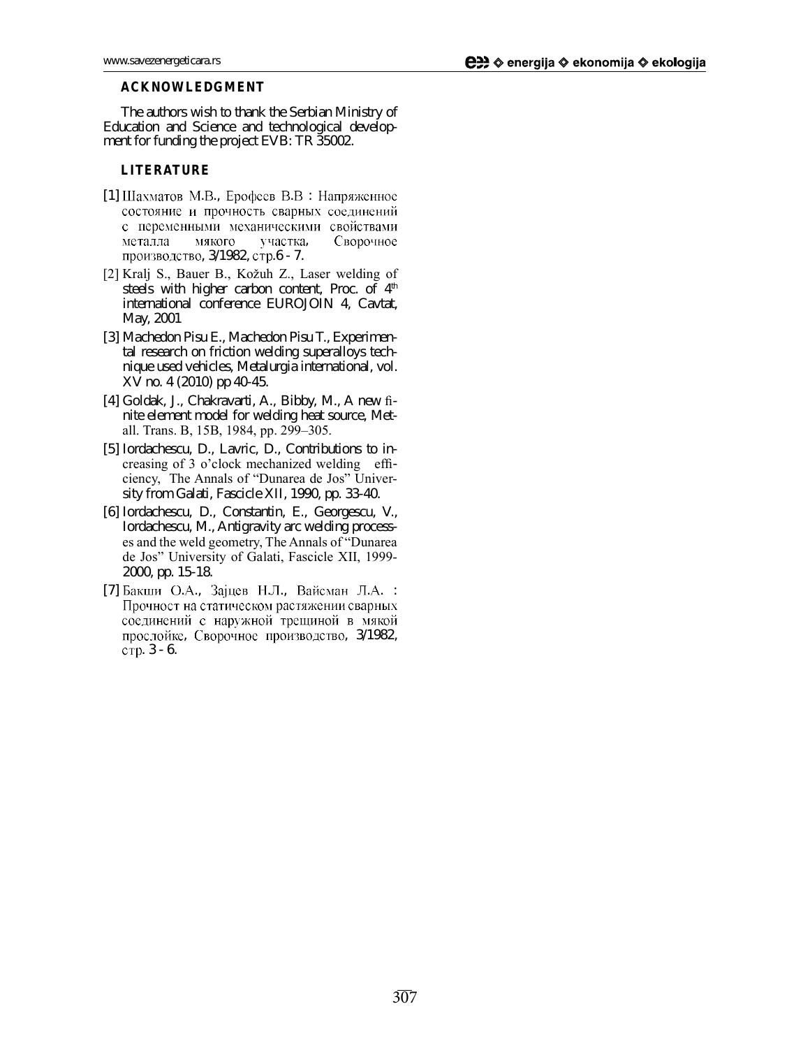## ACKNOWLEDGMENT

The authors wish to thank the Serbian Ministry of Education and Science and technological development for funding the project EVB: TR 35002.

## LITERATURE

[1] Шахматов М.В., Ерофеев В.В : Напряженное состояние и прочность сварных соединений с переменными механическими свойствами металла мякого участка, Сворочное производство, 3/1982, стр.6 - 7.

[2] Kralj S., Bauer B., Kožuh Z., Laser welding of steels with higher carbon content, Proc. of 4th international conference EUROJOIN 4, Cavtat, May, 2001

[3] Machedon Pisu E., Machedon Pisu T., Experimental research on friction welding superalloys technique used vehicles, Metalurgia international, vol. XV no. 4 (2010) pp 40-45.

[4] Goldak, J., Chakravarti, A., Bibby, M., A new finite element model for welding heat source, Metall. Trans. B, 15B, 1984, pp. 299–305.

[5] Iordachescu, D., Lavric, D., Contributions to increasing of 3 o'clock mechanized welding efficiency, The Annals of "Dunarea de Jos" University from Galati, Fascicle XII, 1990, pp. 33-40.

[6] Iordachescu, D., Constantin, E., Georgescu, V., Iordachescu, M., Antigravity arc welding processes and the weld geometry, The Annals of "Dunarea de Jos" University of Galati, Fascicle XII, 1999-2000, pp. 15-18.

[7] Бакши О.А., Зајцев Н.Л., Вайсман Л.А. : Прочност на статическом растяжении сварных соединений с наружной трещиной в мякой прослойке, Сворочное производство, 3/1982, стр. 3 - 6.